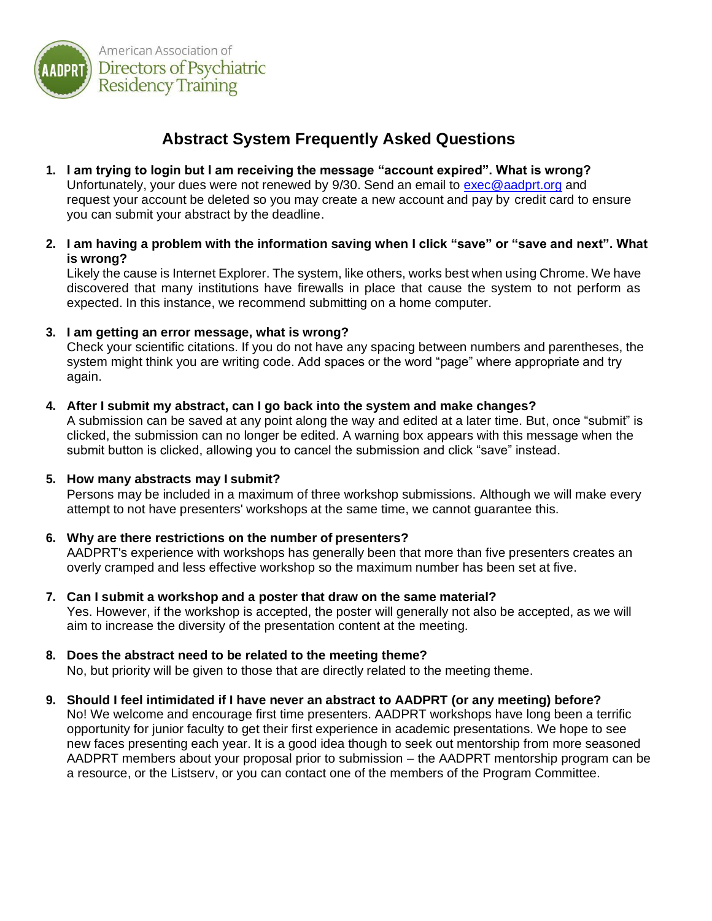American Association of Directors of Psychiatric Residency Training

# Abstract System Frequently Asked Questions

1. **I am trying to login but I am receiving the message "account expired". What is wrong?**
   Unfortunately, your dues were not renewed by 9/30. Send an email to exec@aadprt.org and request your account be deleted so you may create a new account and pay by credit card to ensure you can submit your abstract by the deadline.

2. **I am having a problem with the information saving when I click "save" or "save and next". What is wrong?**
   Likely the cause is Internet Explorer. The system, like others, works best when using Chrome. We have discovered that many institutions have firewalls in place that cause the system to not perform as expected. In this instance, we recommend submitting on a home computer.

3. **I am getting an error message, what is wrong?**
   Check your scientific citations. If you do not have any spacing between numbers and parentheses, the system might think you are writing code. Add spaces or the word "page" where appropriate and try again.

4. **After I submit my abstract, can I go back into the system and make changes?**
   A submission can be saved at any point along the way and edited at a later time. But, once "submit" is clicked, the submission can no longer be edited. A warning box appears with this message when the submit button is clicked, allowing you to cancel the submission and click "save" instead.

5. **How many abstracts may I submit?**
   Persons may be included in a maximum of three workshop submissions. Although we will make every attempt to not have presenters' workshops at the same time, we cannot guarantee this.

6. **Why are there restrictions on the number of presenters?**
   AADPRT's experience with workshops has generally been that more than five presenters creates an overly cramped and less effective workshop so the maximum number has been set at five.

7. **Can I submit a workshop and a poster that draw on the same material?**
   Yes. However, if the workshop is accepted, the poster will generally not also be accepted, as we will aim to increase the diversity of the presentation content at the meeting.

8. **Does the abstract need to be related to the meeting theme?**
   No, but priority will be given to those that are directly related to the meeting theme.

9. **Should I feel intimidated if I have never an abstract to AADPRT (or any meeting) before?**
   No! We welcome and encourage first time presenters. AADPRT workshops have long been a terrific opportunity for junior faculty to get their first experience in academic presentations. We hope to see new faces presenting each year. It is a good idea though to seek out mentorship from more seasoned AADPRT members about your proposal prior to submission – the AADPRT mentorship program can be a resource, or the Listserv, or you can contact one of the members of the Program Committee.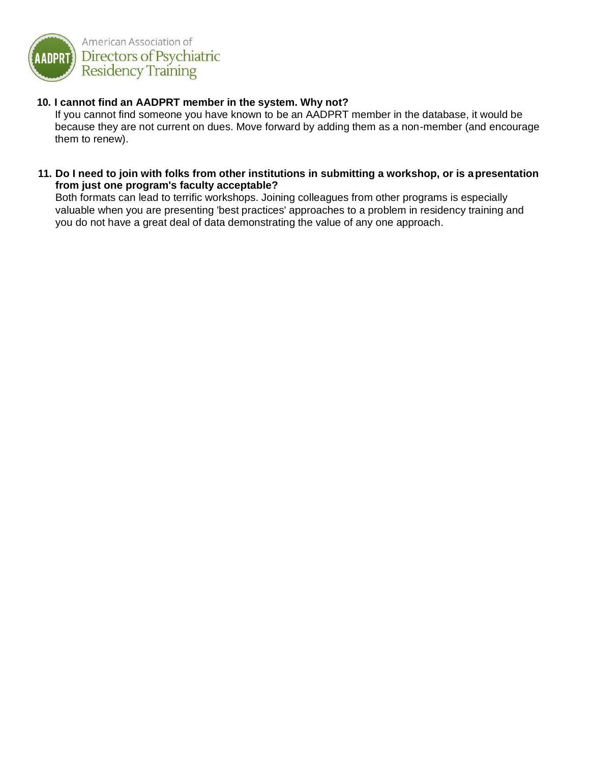10. **I cannot find an AADPRT member in the system. Why not?**
    If you cannot find someone you have known to be an AADPRT member in the database, it would be because they are not current on dues. Move forward by adding them as a non-member (and encourage them to renew).

11. **Do I need to join with folks from other institutions in submitting a workshop, or is a presentation from just one program's faculty acceptable?**
    Both formats can lead to terrific workshops. Joining colleagues from other programs is especially valuable when you are presenting 'best practices' approaches to a problem in residency training and you do not have a great deal of data demonstrating the value of any one approach.